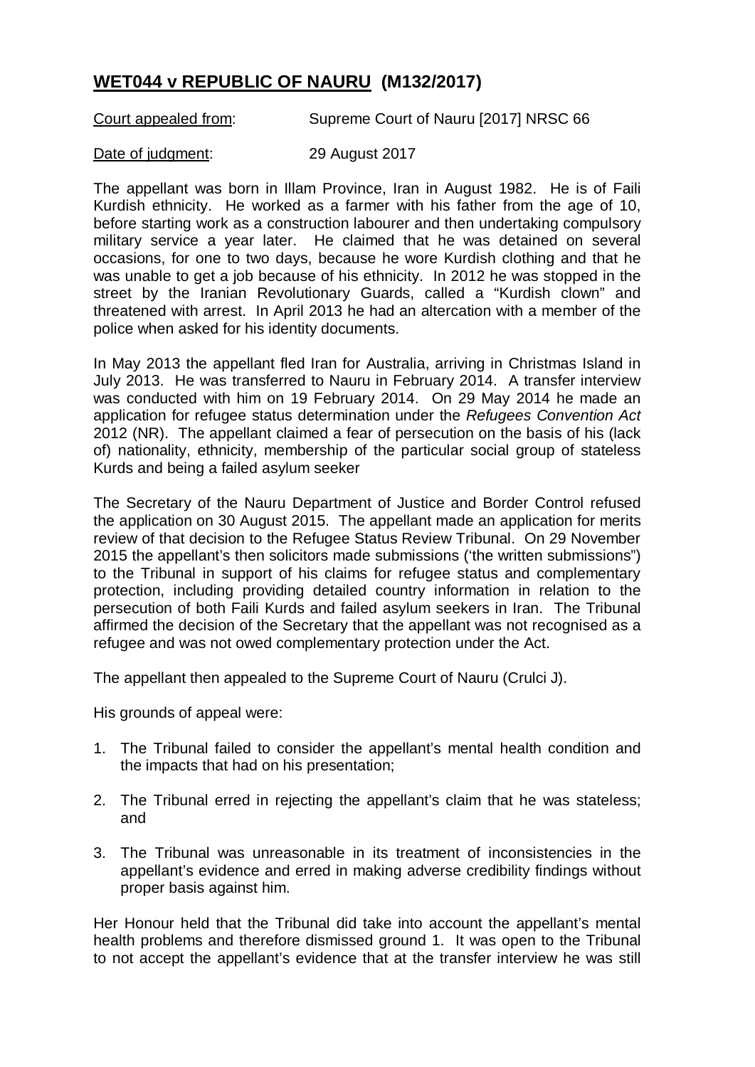# **WET044 v REPUBLIC OF NAURU (M132/2017)**

Court appealed from: Supreme Court of Nauru [2017] NRSC 66

Date of judgment: 29 August 2017

The appellant was born in Illam Province, Iran in August 1982. He is of Faili Kurdish ethnicity. He worked as a farmer with his father from the age of 10, before starting work as a construction labourer and then undertaking compulsory military service a year later. He claimed that he was detained on several occasions, for one to two days, because he wore Kurdish clothing and that he was unable to get a job because of his ethnicity. In 2012 he was stopped in the street by the Iranian Revolutionary Guards, called a "Kurdish clown" and threatened with arrest. In April 2013 he had an altercation with a member of the police when asked for his identity documents.

In May 2013 the appellant fled Iran for Australia, arriving in Christmas Island in July 2013. He was transferred to Nauru in February 2014. A transfer interview was conducted with him on 19 February 2014. On 29 May 2014 he made an application for refugee status determination under the *Refugees Convention Act* 2012 (NR). The appellant claimed a fear of persecution on the basis of his (lack of) nationality, ethnicity, membership of the particular social group of stateless Kurds and being a failed asylum seeker

The Secretary of the Nauru Department of Justice and Border Control refused the application on 30 August 2015. The appellant made an application for merits review of that decision to the Refugee Status Review Tribunal. On 29 November 2015 the appellant's then solicitors made submissions ('the written submissions") to the Tribunal in support of his claims for refugee status and complementary protection, including providing detailed country information in relation to the persecution of both Faili Kurds and failed asylum seekers in Iran. The Tribunal affirmed the decision of the Secretary that the appellant was not recognised as a refugee and was not owed complementary protection under the Act.

The appellant then appealed to the Supreme Court of Nauru (Crulci J).

His grounds of appeal were:

1. The Tribunal failed to consider the appellant's mental health condition and the impacts that had on his presentation;

2. The Tribunal erred in rejecting the appellant's claim that he was stateless; and

3. The Tribunal was unreasonable in its treatment of inconsistencies in the appellant's evidence and erred in making adverse credibility findings without proper basis against him.

Her Honour held that the Tribunal did take into account the appellant's mental health problems and therefore dismissed ground 1. It was open to the Tribunal to not accept the appellant's evidence that at the transfer interview he was still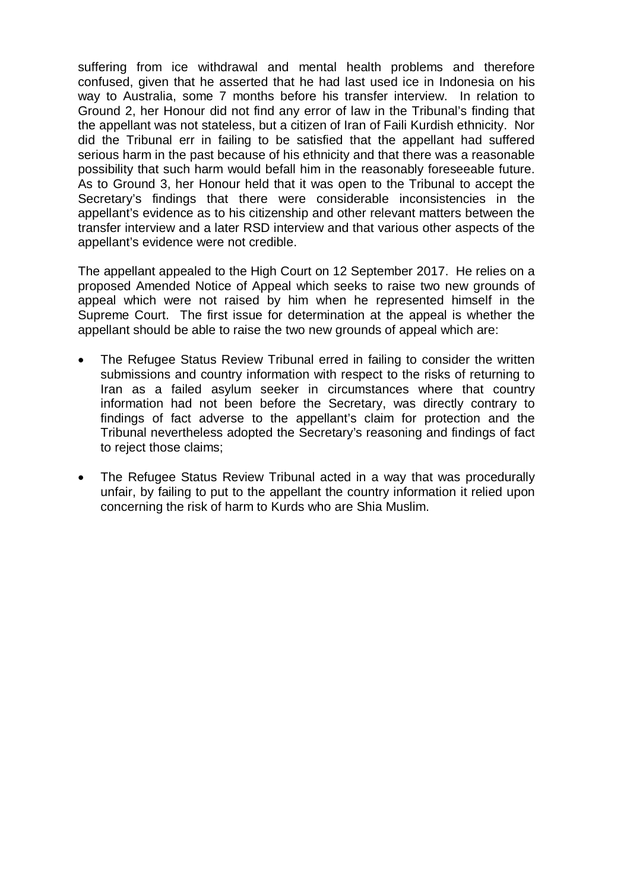suffering from ice withdrawal and mental health problems and therefore confused, given that he asserted that he had last used ice in Indonesia on his way to Australia, some 7 months before his transfer interview. In relation to Ground 2, her Honour did not find any error of law in the Tribunal's finding that the appellant was not stateless, but a citizen of Iran of Faili Kurdish ethnicity. Nor did the Tribunal err in failing to be satisfied that the appellant had suffered serious harm in the past because of his ethnicity and that there was a reasonable possibility that such harm would befall him in the reasonably foreseeable future. As to Ground 3, her Honour held that it was open to the Tribunal to accept the Secretary's findings that there were considerable inconsistencies in the appellant's evidence as to his citizenship and other relevant matters between the transfer interview and a later RSD interview and that various other aspects of the appellant's evidence were not credible.

The appellant appealed to the High Court on 12 September 2017. He relies on a proposed Amended Notice of Appeal which seeks to raise two new grounds of appeal which were not raised by him when he represented himself in the Supreme Court. The first issue for determination at the appeal is whether the appellant should be able to raise the two new grounds of appeal which are:

- The Refugee Status Review Tribunal erred in failing to consider the written submissions and country information with respect to the risks of returning to Iran as a failed asylum seeker in circumstances where that country information had not been before the Secretary, was directly contrary to findings of fact adverse to the appellant's claim for protection and the Tribunal nevertheless adopted the Secretary's reasoning and findings of fact to reject those claims;
- The Refugee Status Review Tribunal acted in a way that was procedurally unfair, by failing to put to the appellant the country information it relied upon concerning the risk of harm to Kurds who are Shia Muslim.